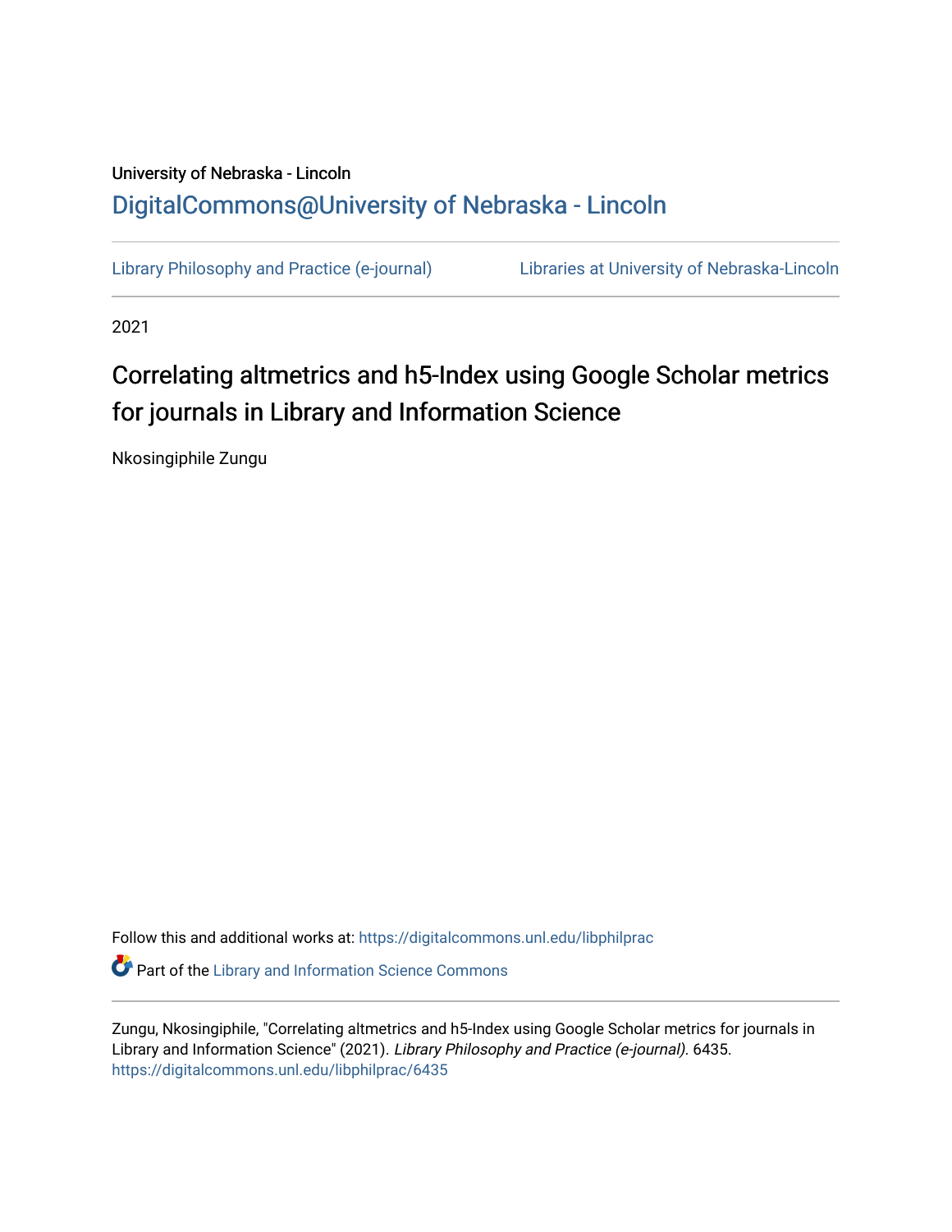University of Nebraska - Lincoln

DigitalCommons@University of Nebraska - Lincoln

Library Philosophy and Practice (e-journal) | Libraries at University of Nebraska-Lincoln

2021

# Correlating altmetrics and h5-Index using Google Scholar metrics for journals in Library and Information Science

Nkosingiphile Zungu

Follow this and additional works at: https://digitalcommons.unl.edu/libphilprac

Part of the Library and Information Science Commons

Zungu, Nkosingiphile, "Correlating altmetrics and h5-Index using Google Scholar metrics for journals in Library and Information Science" (2021). *Library Philosophy and Practice (e-journal)*. 6435.
https://digitalcommons.unl.edu/libphilprac/6435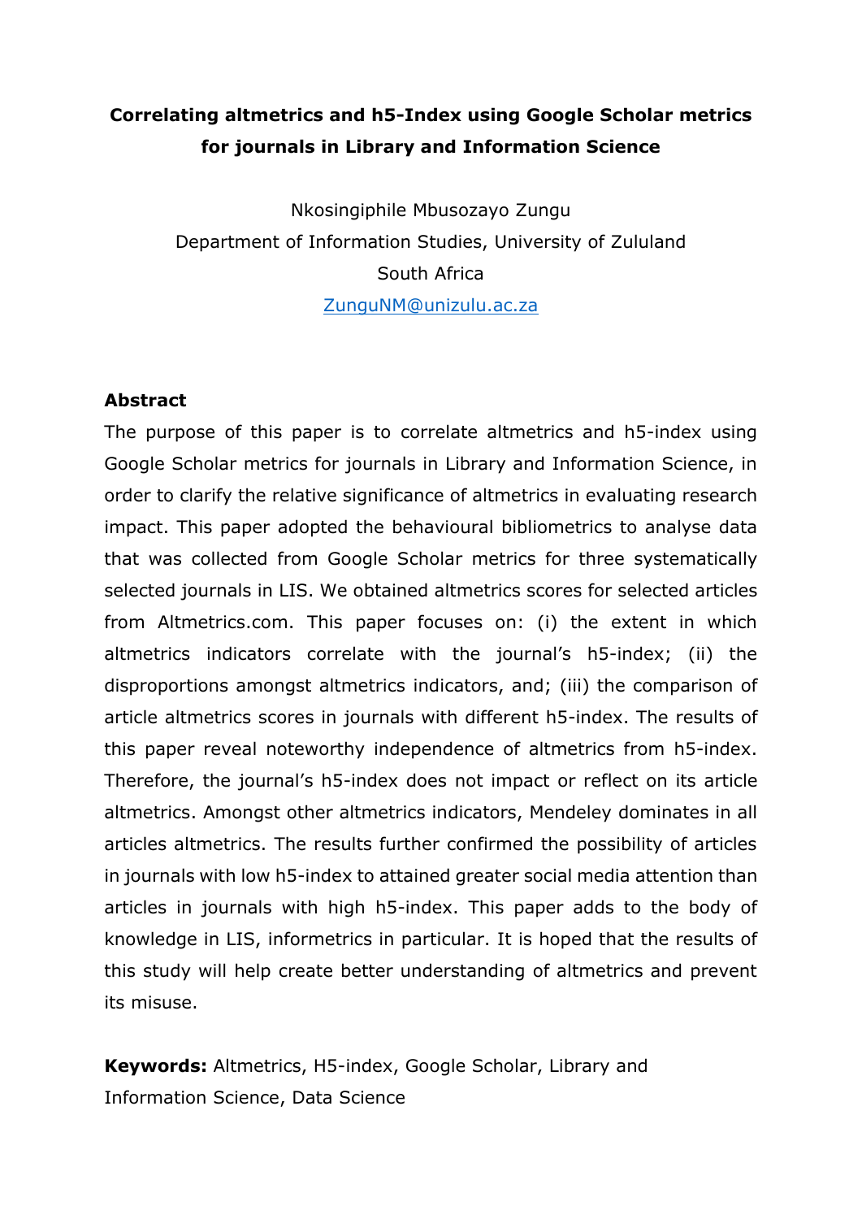**Correlating altmetrics and h5-Index using Google Scholar metrics for journals in Library and Information Science**

Nkosingiphile Mbusozayo Zungu
Department of Information Studies, University of Zululand
South Africa
ZunguNM@unizulu.ac.za

## Abstract

The purpose of this paper is to correlate altmetrics and h5-index using Google Scholar metrics for journals in Library and Information Science, in order to clarify the relative significance of altmetrics in evaluating research impact. This paper adopted the behavioural bibliometrics to analyse data that was collected from Google Scholar metrics for three systematically selected journals in LIS. We obtained altmetrics scores for selected articles from Altmetrics.com. This paper focuses on: (i) the extent in which altmetrics indicators correlate with the journal's h5-index; (ii) the disproportions amongst altmetrics indicators, and; (iii) the comparison of article altmetrics scores in journals with different h5-index. The results of this paper reveal noteworthy independence of altmetrics from h5-index. Therefore, the journal's h5-index does not impact or reflect on its article altmetrics. Amongst other altmetrics indicators, Mendeley dominates in all articles altmetrics. The results further confirmed the possibility of articles in journals with low h5-index to attained greater social media attention than articles in journals with high h5-index. This paper adds to the body of knowledge in LIS, informetrics in particular. It is hoped that the results of this study will help create better understanding of altmetrics and prevent its misuse.

**Keywords:** Altmetrics, H5-index, Google Scholar, Library and Information Science, Data Science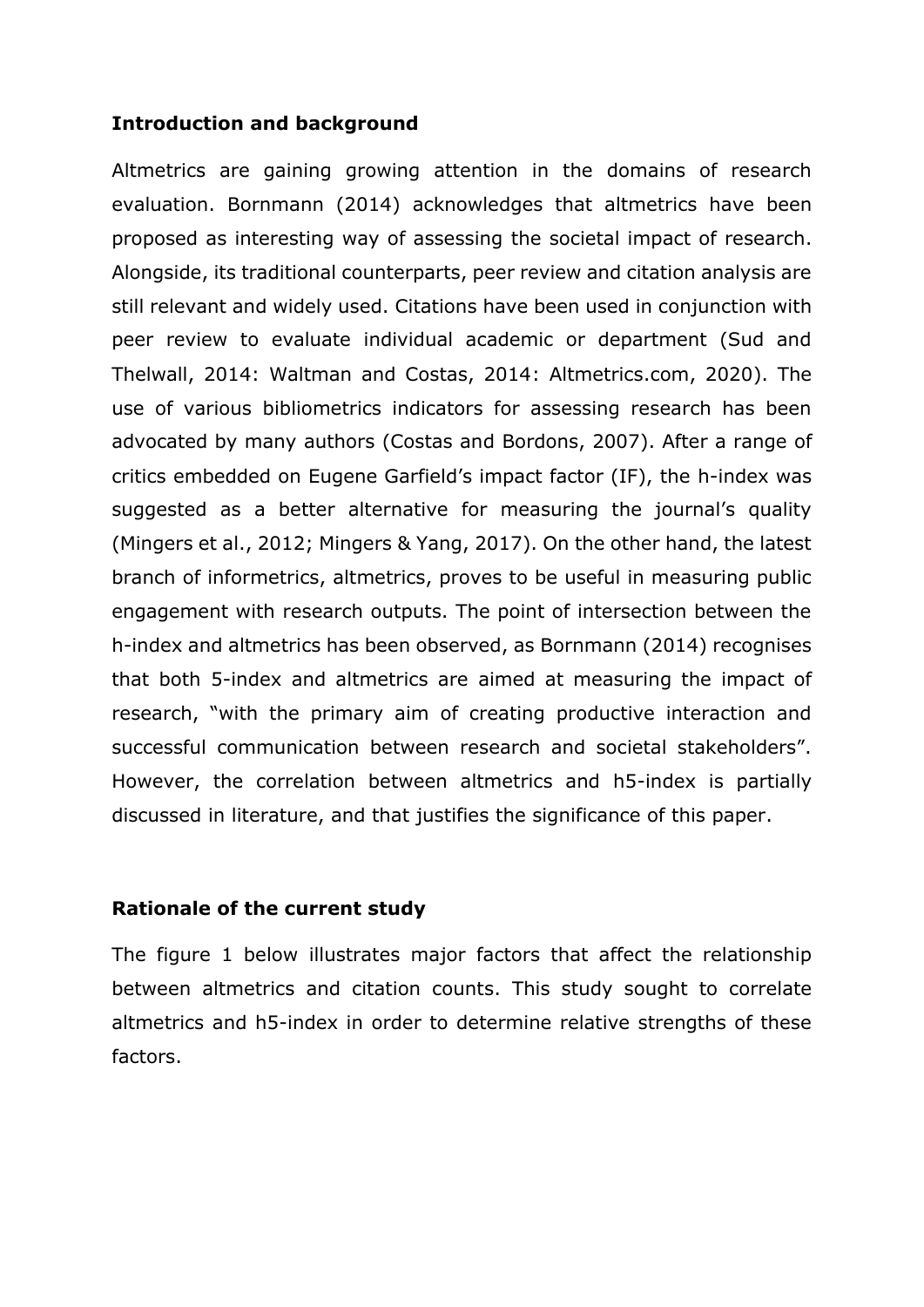**Introduction and background**

Altmetrics are gaining growing attention in the domains of research evaluation. Bornmann (2014) acknowledges that altmetrics have been proposed as interesting way of assessing the societal impact of research. Alongside, its traditional counterparts, peer review and citation analysis are still relevant and widely used. Citations have been used in conjunction with peer review to evaluate individual academic or department (Sud and Thelwall, 2014: Waltman and Costas, 2014: Altmetrics.com, 2020). The use of various bibliometrics indicators for assessing research has been advocated by many authors (Costas and Bordons, 2007). After a range of critics embedded on Eugene Garfield's impact factor (IF), the h-index was suggested as a better alternative for measuring the journal's quality (Mingers et al., 2012; Mingers & Yang, 2017). On the other hand, the latest branch of informetrics, altmetrics, proves to be useful in measuring public engagement with research outputs. The point of intersection between the h-index and altmetrics has been observed, as Bornmann (2014) recognises that both 5-index and altmetrics are aimed at measuring the impact of research, "with the primary aim of creating productive interaction and successful communication between research and societal stakeholders". However, the correlation between altmetrics and h5-index is partially discussed in literature, and that justifies the significance of this paper.

**Rationale of the current study**

The figure 1 below illustrates major factors that affect the relationship between altmetrics and citation counts. This study sought to correlate altmetrics and h5-index in order to determine relative strengths of these factors.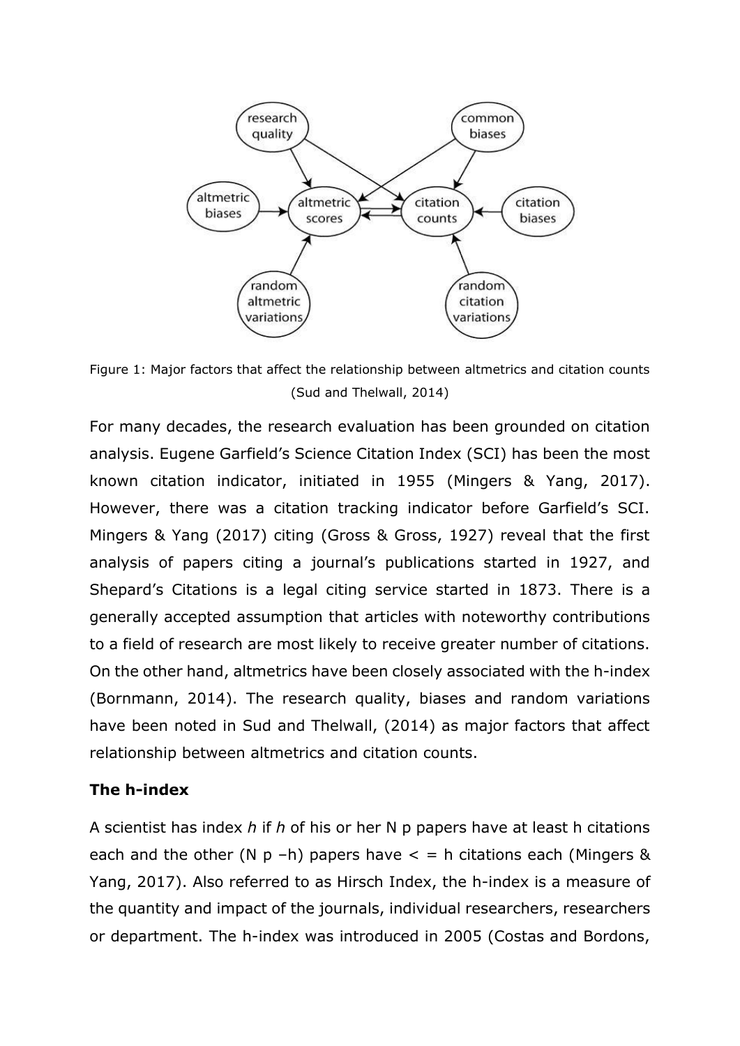Figure 1: Major factors that affect the relationship between altmetrics and citation counts (Sud and Thelwall, 2014)

For many decades, the research evaluation has been grounded on citation analysis. Eugene Garfield's Science Citation Index (SCI) has been the most known citation indicator, initiated in 1955 (Mingers & Yang, 2017). However, there was a citation tracking indicator before Garfield's SCI. Mingers & Yang (2017) citing (Gross & Gross, 1927) reveal that the first analysis of papers citing a journal's publications started in 1927, and Shepard's Citations is a legal citing service started in 1873. There is a generally accepted assumption that articles with noteworthy contributions to a field of research are most likely to receive greater number of citations. On the other hand, altmetrics have been closely associated with the h-index (Bornmann, 2014). The research quality, biases and random variations have been noted in Sud and Thelwall, (2014) as major factors that affect relationship between altmetrics and citation counts.

**The h-index**

A scientist has index *h* if *h* of his or her N p papers have at least h citations each and the other (N p –h) papers have < = h citations each (Mingers & Yang, 2017). Also referred to as Hirsch Index, the h-index is a measure of the quantity and impact of the journals, individual researchers, researchers or department. The h-index was introduced in 2005 (Costas and Bordons,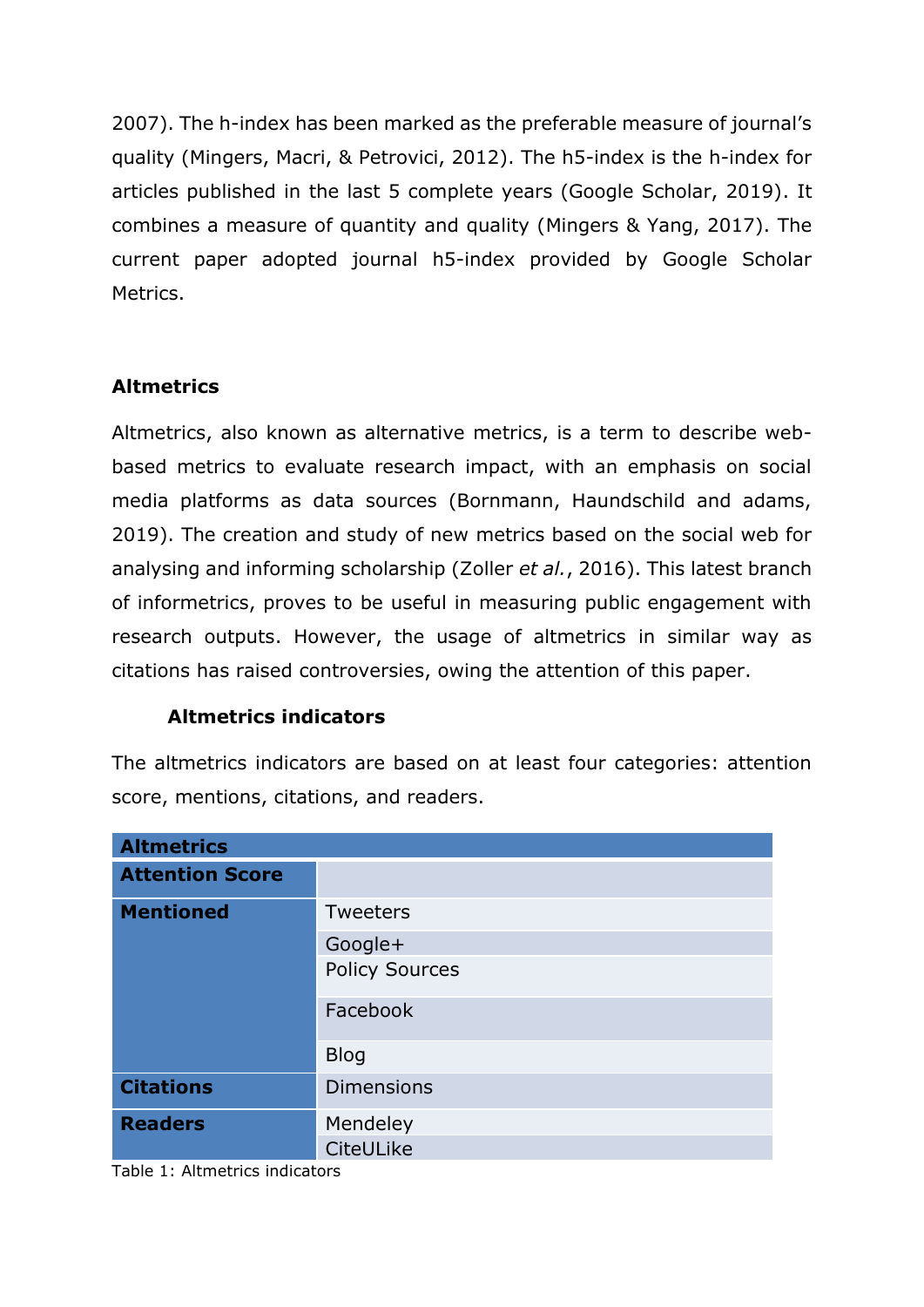2007). The h-index has been marked as the preferable measure of journal's quality (Mingers, Macri, & Petrovici, 2012). The h5-index is the h-index for articles published in the last 5 complete years (Google Scholar, 2019). It combines a measure of quantity and quality (Mingers & Yang, 2017). The current paper adopted journal h5-index provided by Google Scholar Metrics.

## Altmetrics

Altmetrics, also known as alternative metrics, is a term to describe web-based metrics to evaluate research impact, with an emphasis on social media platforms as data sources (Bornmann, Haundschild and adams, 2019). The creation and study of new metrics based on the social web for analysing and informing scholarship (Zoller *et al.*, 2016). This latest branch of informetrics, proves to be useful in measuring public engagement with research outputs. However, the usage of altmetrics in similar way as citations has raised controversies, owing the attention of this paper.

### Altmetrics indicators

The altmetrics indicators are based on at least four categories: attention score, mentions, citations, and readers.

| **Altmetrics** | |
|---|---|
| **Attention Score** | |
| **Mentioned** | Tweeters |
| | Google+ |
| | Policy Sources |
| | Facebook |
| | Blog |
| **Citations** | Dimensions |
| **Readers** | Mendeley |
| | CiteULike |

Table 1: Altmetrics indicators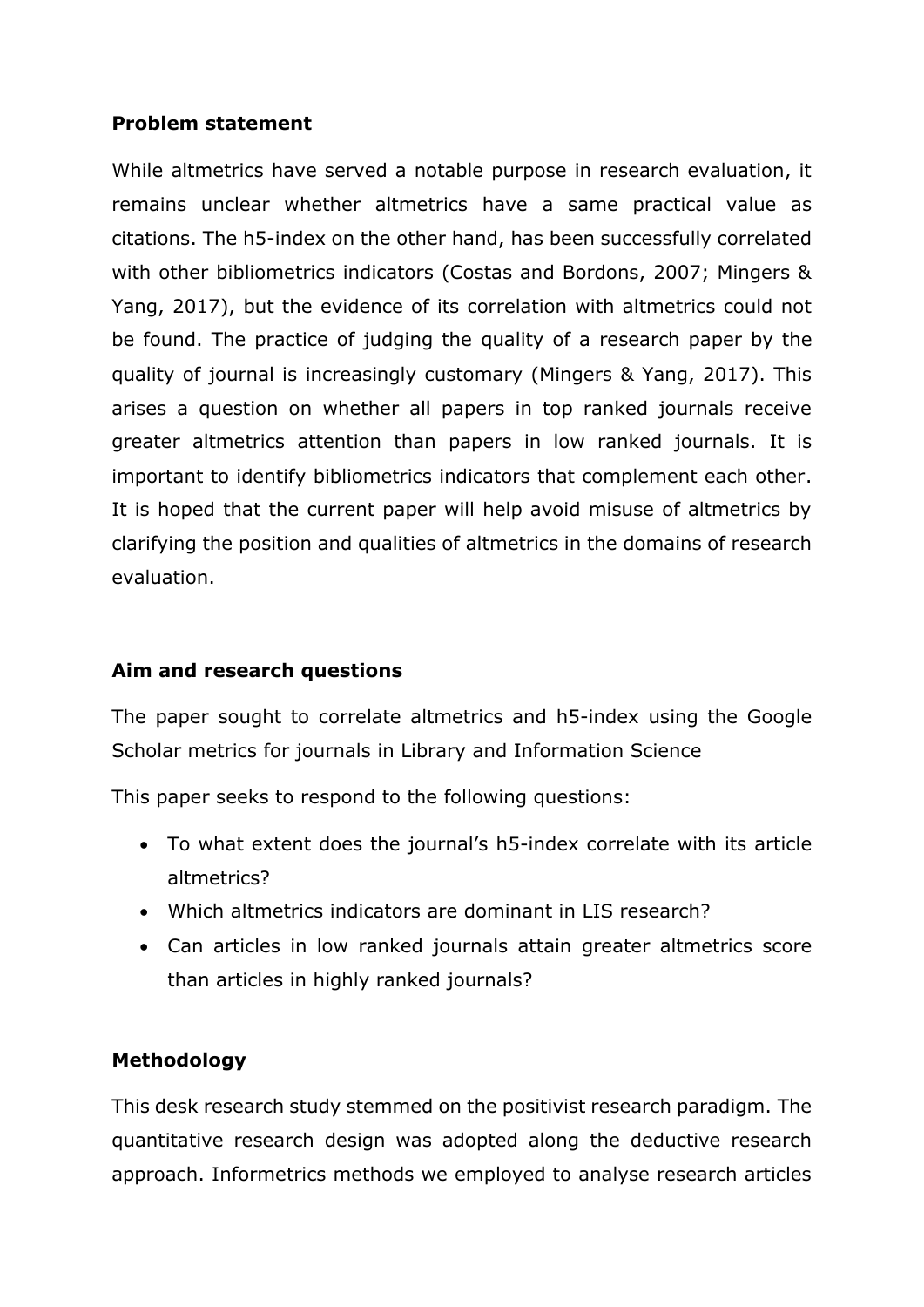**Problem statement**

While altmetrics have served a notable purpose in research evaluation, it remains unclear whether altmetrics have a same practical value as citations. The h5-index on the other hand, has been successfully correlated with other bibliometrics indicators (Costas and Bordons, 2007; Mingers & Yang, 2017), but the evidence of its correlation with altmetrics could not be found. The practice of judging the quality of a research paper by the quality of journal is increasingly customary (Mingers & Yang, 2017). This arises a question on whether all papers in top ranked journals receive greater altmetrics attention than papers in low ranked journals. It is important to identify bibliometrics indicators that complement each other. It is hoped that the current paper will help avoid misuse of altmetrics by clarifying the position and qualities of altmetrics in the domains of research evaluation.

**Aim and research questions**

The paper sought to correlate altmetrics and h5-index using the Google Scholar metrics for journals in Library and Information Science

This paper seeks to respond to the following questions:

- To what extent does the journal's h5-index correlate with its article altmetrics?
- Which altmetrics indicators are dominant in LIS research?
- Can articles in low ranked journals attain greater altmetrics score than articles in highly ranked journals?

**Methodology**

This desk research study stemmed on the positivist research paradigm. The quantitative research design was adopted along the deductive research approach. Informetrics methods we employed to analyse research articles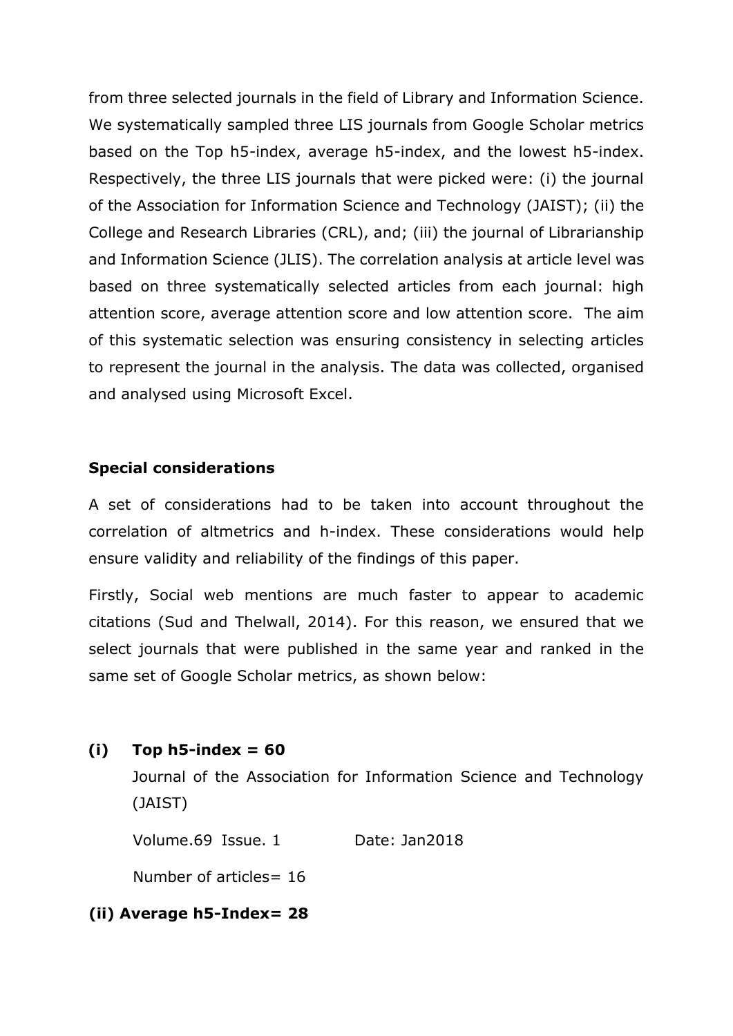from three selected journals in the field of Library and Information Science. We systematically sampled three LIS journals from Google Scholar metrics based on the Top h5-index, average h5-index, and the lowest h5-index. Respectively, the three LIS journals that were picked were: (i) the journal of the Association for Information Science and Technology (JAIST); (ii) the College and Research Libraries (CRL), and; (iii) the journal of Librarianship and Information Science (JLIS). The correlation analysis at article level was based on three systematically selected articles from each journal: high attention score, average attention score and low attention score. The aim of this systematic selection was ensuring consistency in selecting articles to represent the journal in the analysis. The data was collected, organised and analysed using Microsoft Excel.

**Special considerations**

A set of considerations had to be taken into account throughout the correlation of altmetrics and h-index. These considerations would help ensure validity and reliability of the findings of this paper.

Firstly, Social web mentions are much faster to appear to academic citations (Sud and Thelwall, 2014). For this reason, we ensured that we select journals that were published in the same year and ranked in the same set of Google Scholar metrics, as shown below:

**(i) Top h5-index = 60**

Journal of the Association for Information Science and Technology (JAIST)

Volume.69 Issue. 1 Date: Jan2018

Number of articles= 16

**(ii) Average h5-Index= 28**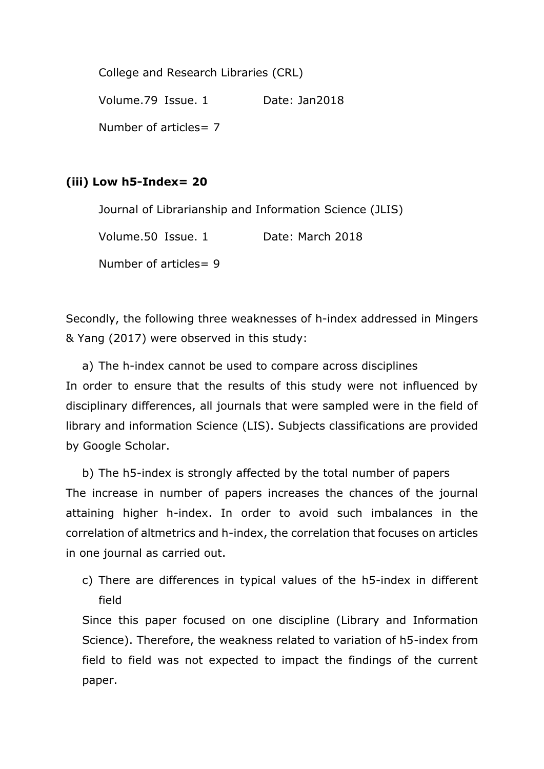College and Research Libraries (CRL)

Volume.79 Issue. 1 Date: Jan2018

Number of articles= 7

**(iii) Low h5-Index= 20**

Journal of Librarianship and Information Science (JLIS)

Volume.50 Issue. 1 Date: March 2018

Number of articles= 9

Secondly, the following three weaknesses of h-index addressed in Mingers & Yang (2017) were observed in this study:

a) The h-index cannot be used to compare across disciplines

In order to ensure that the results of this study were not influenced by disciplinary differences, all journals that were sampled were in the field of library and information Science (LIS). Subjects classifications are provided by Google Scholar.

b) The h5-index is strongly affected by the total number of papers

The increase in number of papers increases the chances of the journal attaining higher h-index. In order to avoid such imbalances in the correlation of altmetrics and h-index, the correlation that focuses on articles in one journal as carried out.

c) There are differences in typical values of the h5-index in different field

Since this paper focused on one discipline (Library and Information Science). Therefore, the weakness related to variation of h5-index from field to field was not expected to impact the findings of the current paper.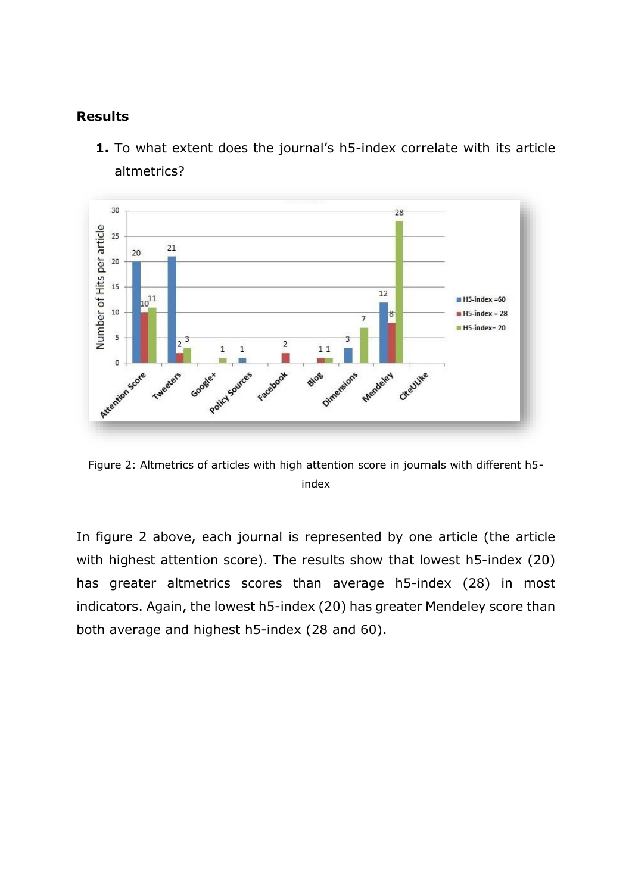**Results**

1. To what extent does the journal's h5-index correlate with its article altmetrics?

Figure 2: Altmetrics of articles with high attention score in journals with different h5-index

In figure 2 above, each journal is represented by one article (the article with highest attention score). The results show that lowest h5-index (20) has greater altmetrics scores than average h5-index (28) in most indicators. Again, the lowest h5-index (20) has greater Mendeley score than both average and highest h5-index (28 and 60).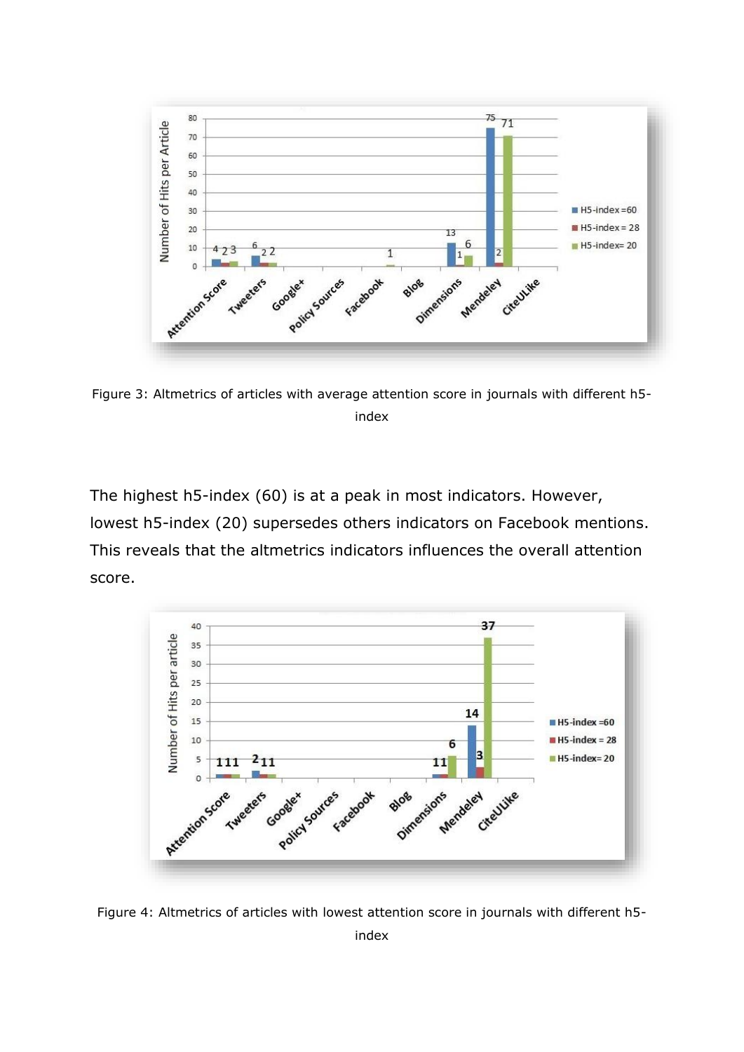Figure 3: Altmetrics of articles with average attention score in journals with different h5-index

The highest h5-index (60) is at a peak in most indicators. However, lowest h5-index (20) supersedes others indicators on Facebook mentions. This reveals that the altmetrics indicators influences the overall attention score.

Figure 4: Altmetrics of articles with lowest attention score in journals with different h5-index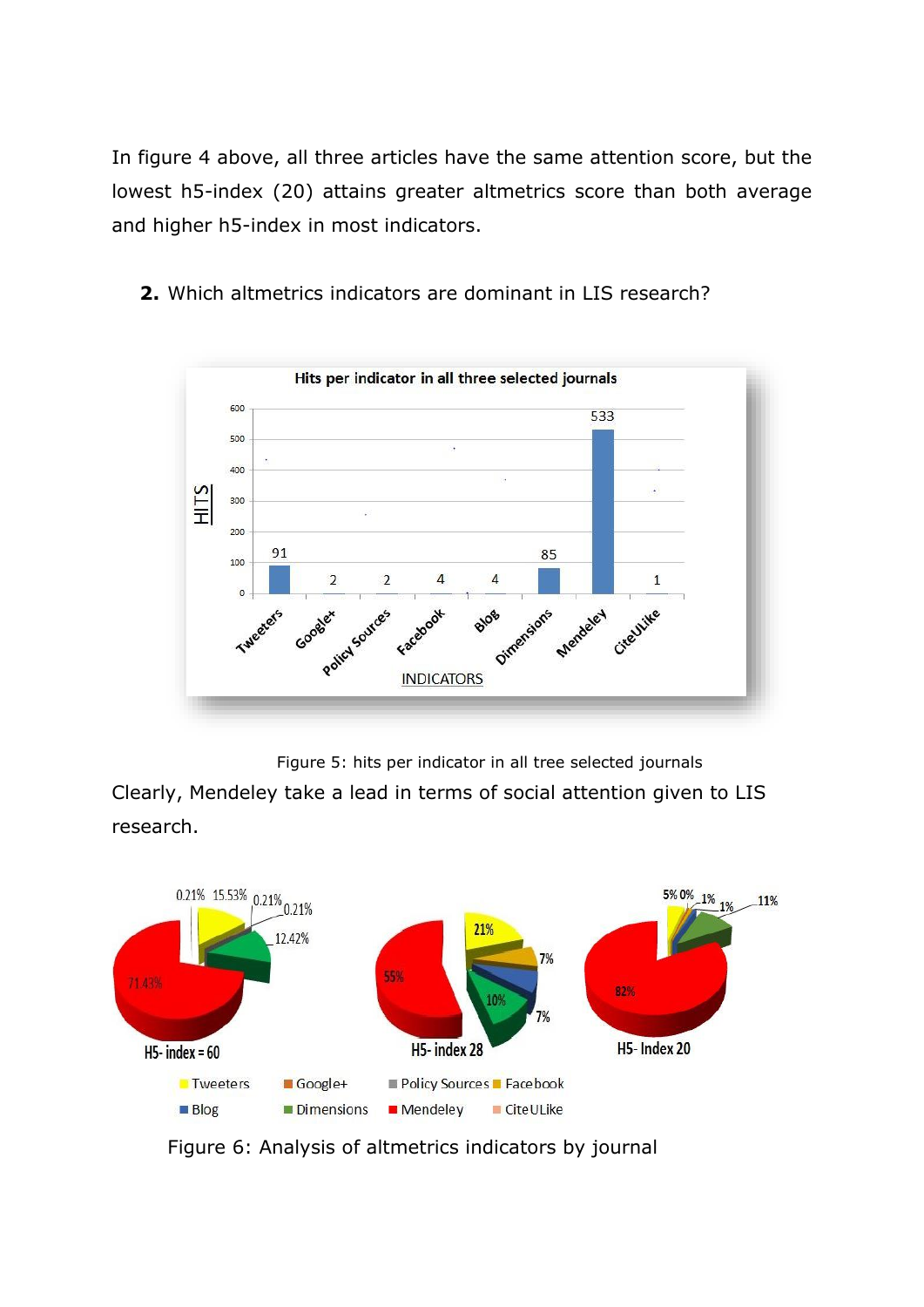In figure 4 above, all three articles have the same attention score, but the lowest h5-index (20) attains greater altmetrics score than both average and higher h5-index in most indicators.

**2.** Which altmetrics indicators are dominant in LIS research?

Figure 5: hits per indicator in all tree selected journals

Clearly, Mendeley take a lead in terms of social attention given to LIS research.

Figure 6: Analysis of altmetrics indicators by journal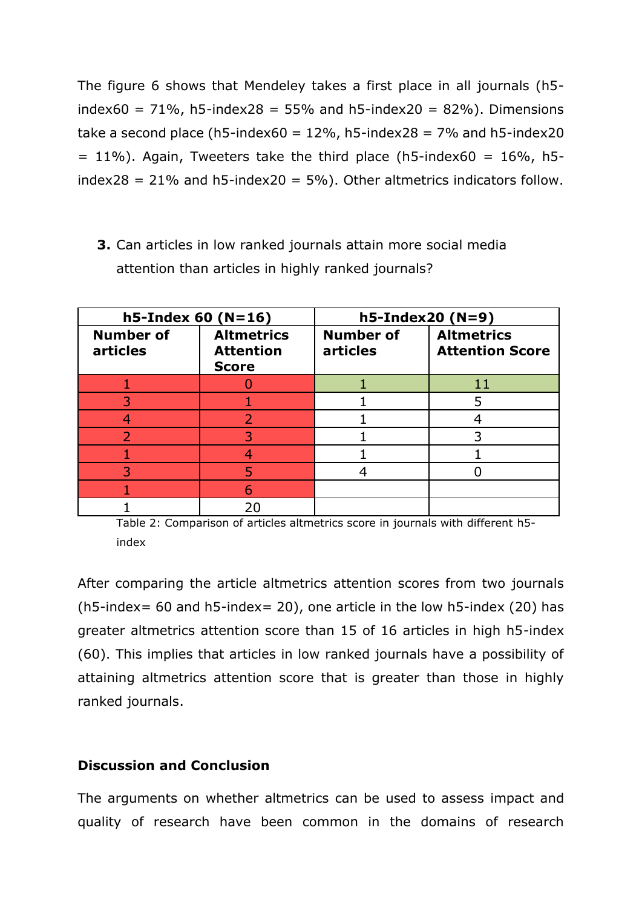The figure 6 shows that Mendeley takes a first place in all journals (h5-index60 = 71%, h5-index28 = 55% and h5-index20 = 82%). Dimensions take a second place (h5-index60 = 12%, h5-index28 = 7% and h5-index20 = 11%). Again, Tweeters take the third place (h5-index60 = 16%, h5-index28 = 21% and h5-index20 = 5%). Other altmetrics indicators follow.

3. Can articles in low ranked journals attain more social media attention than articles in highly ranked journals?

| h5-Index 60 (N=16) | | h5-Index20 (N=9) | |
|---|---|---|---|
| **Number of articles** | **Altmetrics Attention Score** | **Number of articles** | **Altmetrics Attention Score** |
| 1 | 0 | 1 | 11 |
| 3 | 1 | 1 | 5 |
| 4 | 2 | 1 | 4 |
| 2 | 3 | 1 | 3 |
| 1 | 4 | 1 | 1 |
| 3 | 5 | 4 | 0 |
| 1 | 6 | | |
| 1 | 20 | | |

Table 2: Comparison of articles altmetrics score in journals with different h5-index

After comparing the article altmetrics attention scores from two journals (h5-index= 60 and h5-index= 20), one article in the low h5-index (20) has greater altmetrics attention score than 15 of 16 articles in high h5-index (60). This implies that articles in low ranked journals have a possibility of attaining altmetrics attention score that is greater than those in highly ranked journals.

## Discussion and Conclusion

The arguments on whether altmetrics can be used to assess impact and quality of research have been common in the domains of research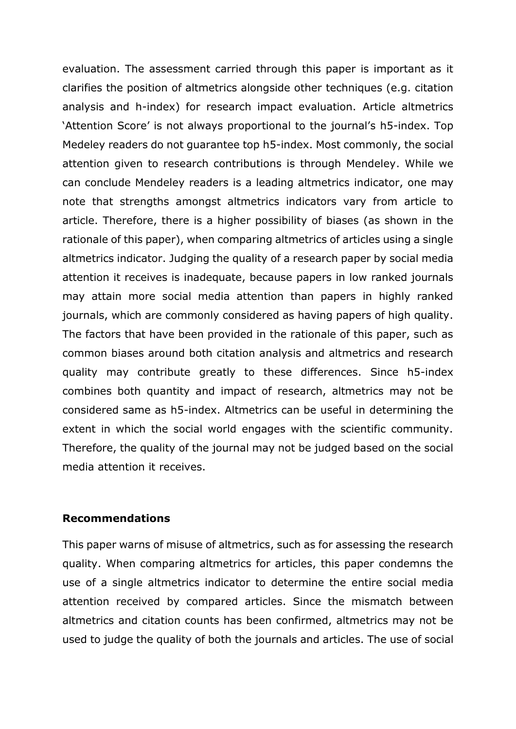evaluation. The assessment carried through this paper is important as it clarifies the position of altmetrics alongside other techniques (e.g. citation analysis and h-index) for research impact evaluation. Article altmetrics 'Attention Score' is not always proportional to the journal's h5-index. Top Medeley readers do not guarantee top h5-index. Most commonly, the social attention given to research contributions is through Mendeley. While we can conclude Mendeley readers is a leading altmetrics indicator, one may note that strengths amongst altmetrics indicators vary from article to article. Therefore, there is a higher possibility of biases (as shown in the rationale of this paper), when comparing altmetrics of articles using a single altmetrics indicator. Judging the quality of a research paper by social media attention it receives is inadequate, because papers in low ranked journals may attain more social media attention than papers in highly ranked journals, which are commonly considered as having papers of high quality. The factors that have been provided in the rationale of this paper, such as common biases around both citation analysis and altmetrics and research quality may contribute greatly to these differences. Since h5-index combines both quantity and impact of research, altmetrics may not be considered same as h5-index. Altmetrics can be useful in determining the extent in which the social world engages with the scientific community. Therefore, the quality of the journal may not be judged based on the social media attention it receives.

**Recommendations**

This paper warns of misuse of altmetrics, such as for assessing the research quality. When comparing altmetrics for articles, this paper condemns the use of a single altmetrics indicator to determine the entire social media attention received by compared articles. Since the mismatch between altmetrics and citation counts has been confirmed, altmetrics may not be used to judge the quality of both the journals and articles. The use of social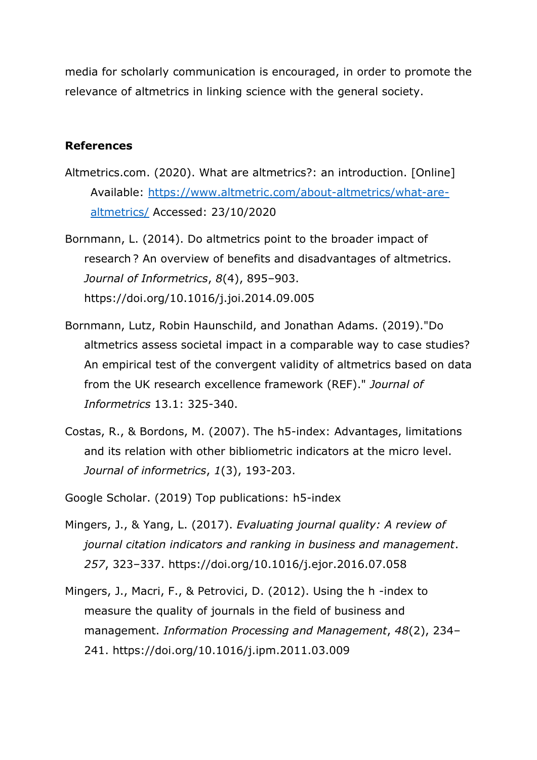media for scholarly communication is encouraged, in order to promote the relevance of altmetrics in linking science with the general society.

**References**

Altmetrics.com. (2020). What are altmetrics?: an introduction. [Online] Available: [https://www.altmetric.com/about-altmetrics/what-are-altmetrics/](https://www.altmetric.com/about-altmetrics/what-are-altmetrics/) Accessed: 23/10/2020

Bornmann, L. (2014). Do altmetrics point to the broader impact of research ? An overview of benefits and disadvantages of altmetrics. *Journal of Informetrics*, *8*(4), 895–903. https://doi.org/10.1016/j.joi.2014.09.005

Bornmann, Lutz, Robin Haunschild, and Jonathan Adams. (2019)."Do altmetrics assess societal impact in a comparable way to case studies? An empirical test of the convergent validity of altmetrics based on data from the UK research excellence framework (REF)." *Journal of Informetrics* 13.1: 325-340.

Costas, R., & Bordons, M. (2007). The h5-index: Advantages, limitations and its relation with other bibliometric indicators at the micro level. *Journal of informetrics*, *1*(3), 193-203.

Google Scholar. (2019) Top publications: h5-index

Mingers, J., & Yang, L. (2017). *Evaluating journal quality: A review of journal citation indicators and ranking in business and management*. *257*, 323–337. https://doi.org/10.1016/j.ejor.2016.07.058

Mingers, J., Macri, F., & Petrovici, D. (2012). Using the h -index to measure the quality of journals in the field of business and management. *Information Processing and Management*, *48*(2), 234–241. https://doi.org/10.1016/j.ipm.2011.03.009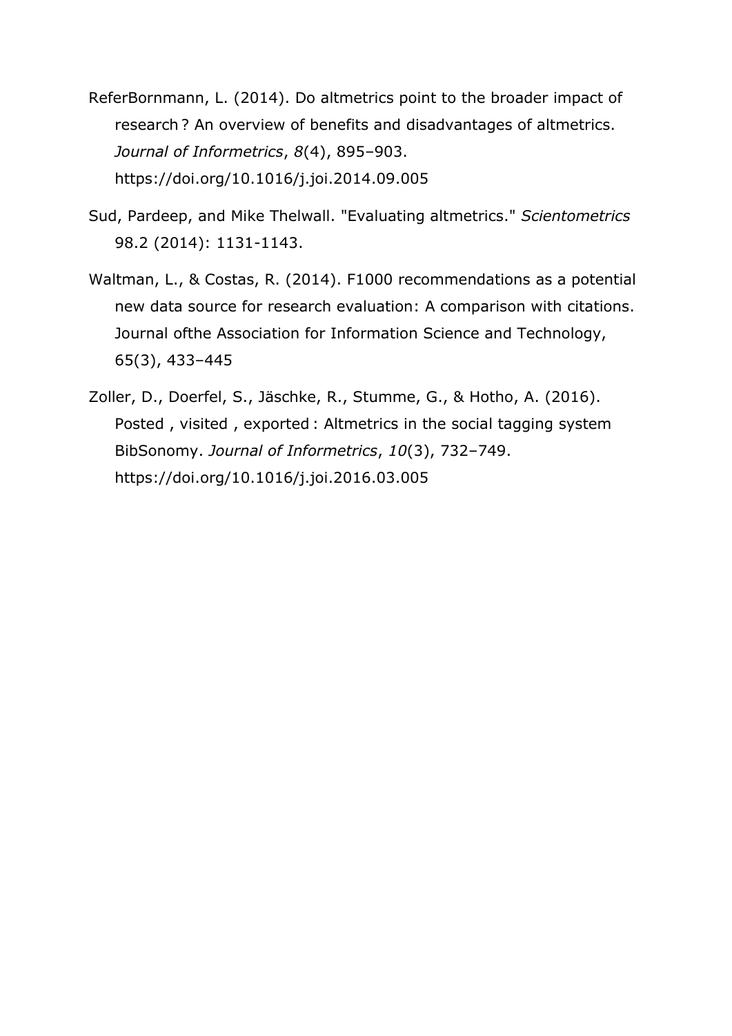ReferBornmann, L. (2014). Do altmetrics point to the broader impact of research ? An overview of benefits and disadvantages of altmetrics. *Journal of Informetrics*, *8*(4), 895–903. https://doi.org/10.1016/j.joi.2014.09.005

Sud, Pardeep, and Mike Thelwall. "Evaluating altmetrics." *Scientometrics* 98.2 (2014): 1131-1143.

Waltman, L., & Costas, R. (2014). F1000 recommendations as a potential new data source for research evaluation: A comparison with citations. Journal ofthe Association for Information Science and Technology, 65(3), 433–445

Zoller, D., Doerfel, S., Jäschke, R., Stumme, G., & Hotho, A. (2016). Posted , visited , exported : Altmetrics in the social tagging system BibSonomy. *Journal of Informetrics*, *10*(3), 732–749. https://doi.org/10.1016/j.joi.2016.03.005